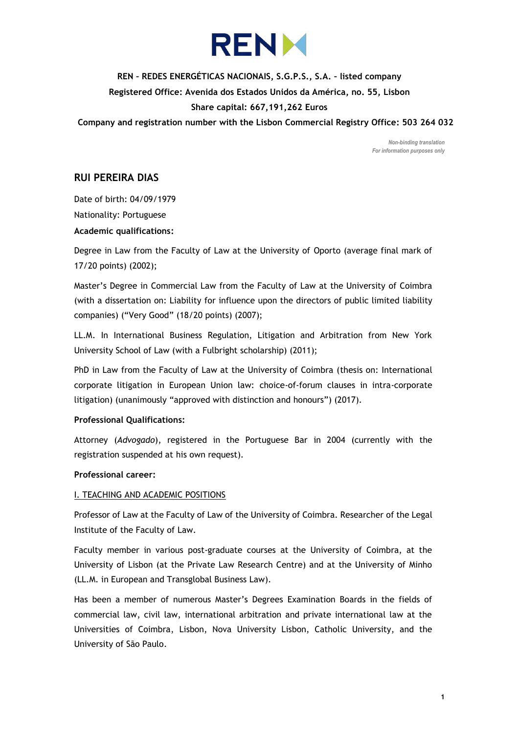**REN – REDES ENERGÉTICAS NACIONAIS, S.G.P.S., S.A. – listed company**

**Registered Office: Avenida dos Estados Unidos da América, no. 55, Lisbon**

**Share capital: 667,191,262 Euros**

**Company and registration number with the Lisbon Commercial Registry Office: 503 264 032**

*Non-binding translation*
*For information purposes only*

## RUI PEREIRA DIAS

Date of birth: 04/09/1979

Nationality: Portuguese

**Academic qualifications:**

Degree in Law from the Faculty of Law at the University of Oporto (average final mark of 17/20 points) (2002);

Master's Degree in Commercial Law from the Faculty of Law at the University of Coimbra (with a dissertation on: Liability for influence upon the directors of public limited liability companies) ("Very Good" (18/20 points) (2007);

LL.M. In International Business Regulation, Litigation and Arbitration from New York University School of Law (with a Fulbright scholarship) (2011);

PhD in Law from the Faculty of Law at the University of Coimbra (thesis on: International corporate litigation in European Union law: choice-of-forum clauses in intra-corporate litigation) (unanimously "approved with distinction and honours") (2017).

**Professional Qualifications:**

Attorney (*Advogado*), registered in the Portuguese Bar in 2004 (currently with the registration suspended at his own request).

**Professional career:**

I. TEACHING AND ACADEMIC POSITIONS

Professor of Law at the Faculty of Law of the University of Coimbra. Researcher of the Legal Institute of the Faculty of Law.

Faculty member in various post-graduate courses at the University of Coimbra, at the University of Lisbon (at the Private Law Research Centre) and at the University of Minho (LL.M. in European and Transglobal Business Law).

Has been a member of numerous Master's Degrees Examination Boards in the fields of commercial law, civil law, international arbitration and private international law at the Universities of Coimbra, Lisbon, Nova University Lisbon, Catholic University, and the University of São Paulo.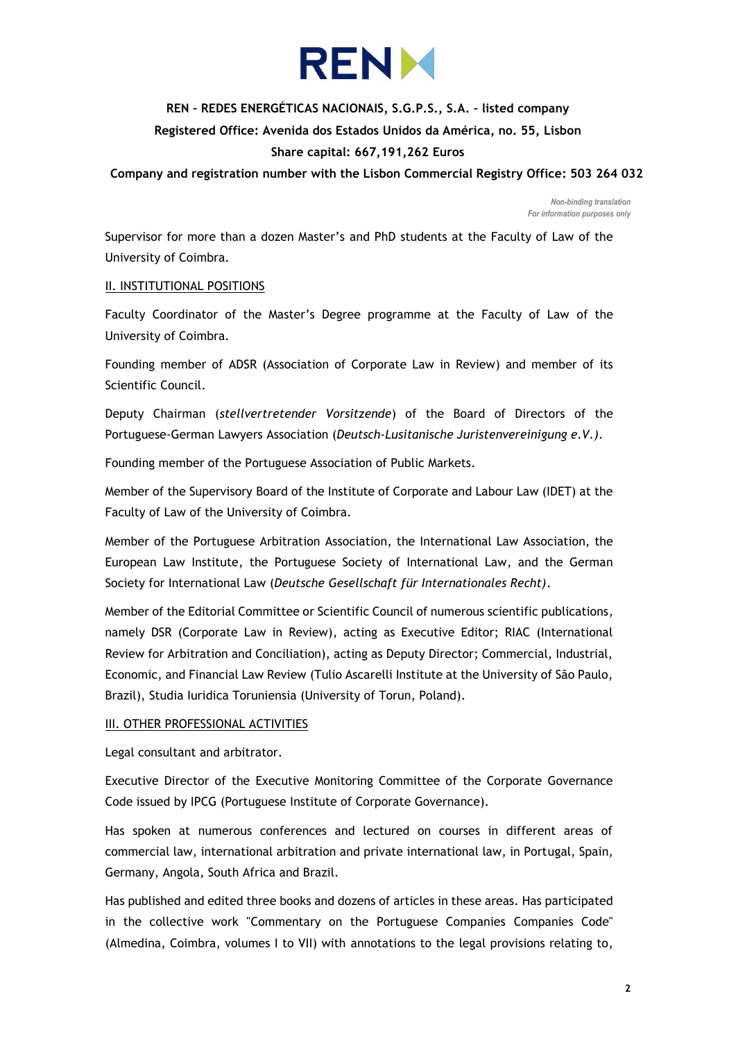Supervisor for more than a dozen Master's and PhD students at the Faculty of Law of the University of Coimbra.

## II. INSTITUTIONAL POSITIONS

Faculty Coordinator of the Master's Degree programme at the Faculty of Law of the University of Coimbra.

Founding member of ADSR (Association of Corporate Law in Review) and member of its Scientific Council.

Deputy Chairman (*stellvertretender Vorsitzende*) of the Board of Directors of the Portuguese-German Lawyers Association (*Deutsch-Lusitanische Juristenvereinigung e.V.)*.

Founding member of the Portuguese Association of Public Markets.

Member of the Supervisory Board of the Institute of Corporate and Labour Law (IDET) at the Faculty of Law of the University of Coimbra.

Member of the Portuguese Arbitration Association, the International Law Association, the European Law Institute, the Portuguese Society of International Law, and the German Society for International Law (*Deutsche Gesellschaft für Internationales Recht)*.

Member of the Editorial Committee or Scientific Council of numerous scientific publications, namely DSR (Corporate Law in Review), acting as Executive Editor; RIAC (International Review for Arbitration and Conciliation), acting as Deputy Director; Commercial, Industrial, Economic, and Financial Law Review (Tulio Ascarelli Institute at the University of São Paulo, Brazil), Studia Iuridica Toruniensia (University of Torun, Poland).

## III. OTHER PROFESSIONAL ACTIVITIES

Legal consultant and arbitrator.

Executive Director of the Executive Monitoring Committee of the Corporate Governance Code issued by IPCG (Portuguese Institute of Corporate Governance).

Has spoken at numerous conferences and lectured on courses in different areas of commercial law, international arbitration and private international law, in Portugal, Spain, Germany, Angola, South Africa and Brazil.

Has published and edited three books and dozens of articles in these areas. Has participated in the collective work "Commentary on the Portuguese Companies Companies Code" (Almedina, Coimbra, volumes I to VII) with annotations to the legal provisions relating to,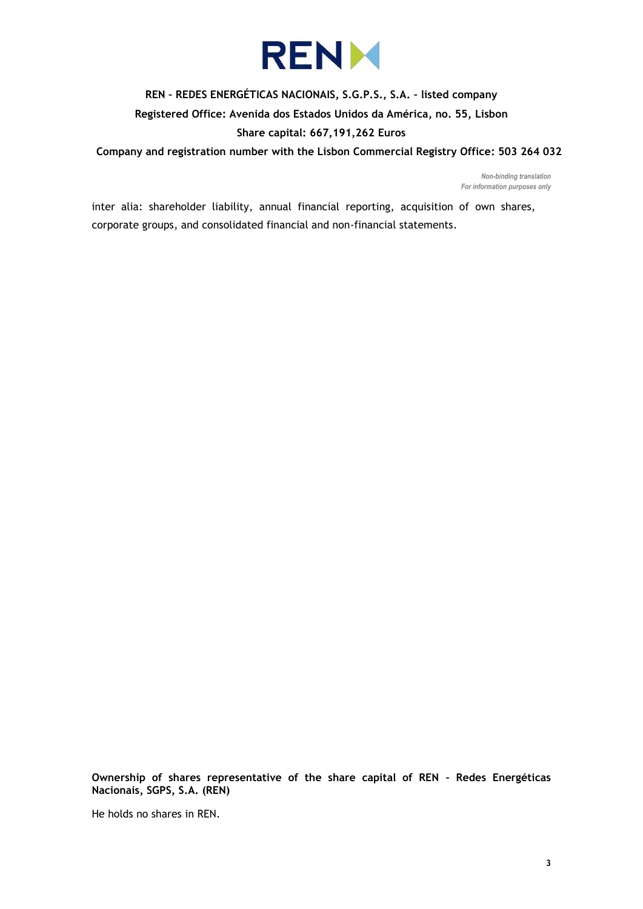inter alia: shareholder liability, annual financial reporting, acquisition of own shares, corporate groups, and consolidated financial and non-financial statements.

**Ownership of shares representative of the share capital of REN – Redes Energéticas Nacionais, SGPS, S.A. (REN)**

He holds no shares in REN.